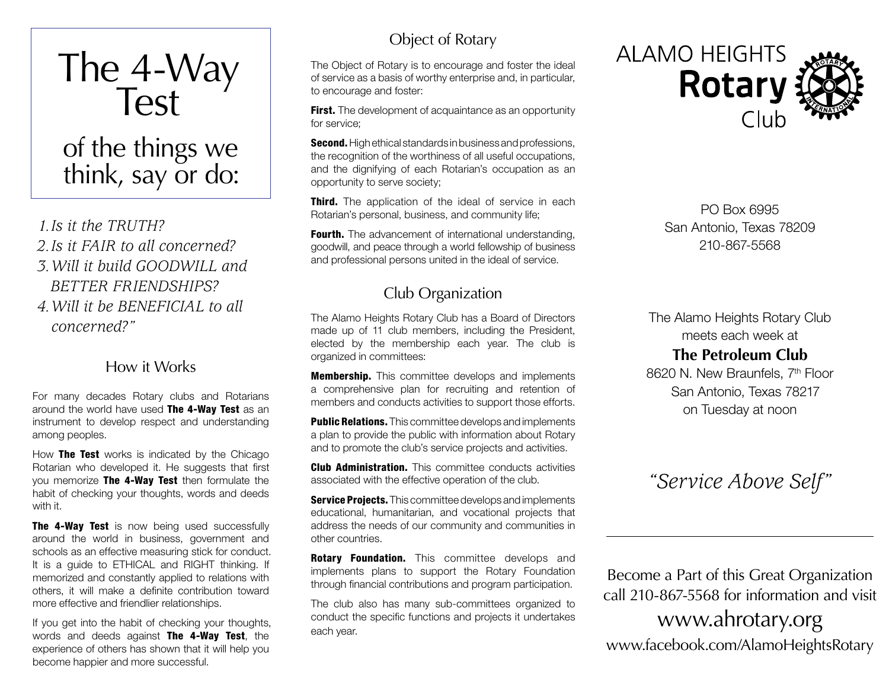# The 4-Way Test

## of the things we think, say or do:

1. *Is it the TRUTH?*
2. *Is it FAIR to all concerned?*
3. *Will it build GOODWILL and BETTER FRIENDSHIPS?*
4. *Will it be BENEFICIAL to all concerned?"*

## How it Works

For many decades Rotary clubs and Rotarians around the world have used **The 4-Way Test** as an instrument to develop respect and understanding among peoples.

How **The Test** works is indicated by the Chicago Rotarian who developed it. He suggests that first you memorize **The 4-Way Test** then formulate the habit of checking your thoughts, words and deeds with it.

**The 4-Way Test** is now being used successfully around the world in business, government and schools as an effective measuring stick for conduct. It is a guide to ETHICAL and RIGHT thinking. If memorized and constantly applied to relations with others, it will make a definite contribution toward more effective and friendlier relationships.

If you get into the habit of checking your thoughts, words and deeds against **The 4-Way Test**, the experience of others has shown that it will help you become happier and more successful.

## Object of Rotary

The Object of Rotary is to encourage and foster the ideal of service as a basis of worthy enterprise and, in particular, to encourage and foster:

**First.** The development of acquaintance as an opportunity for service;

**Second.** High ethical standards in business and professions, the recognition of the worthiness of all useful occupations, and the dignifying of each Rotarian's occupation as an opportunity to serve society;

**Third.** The application of the ideal of service in each Rotarian's personal, business, and community life;

**Fourth.** The advancement of international understanding, goodwill, and peace through a world fellowship of business and professional persons united in the ideal of service.

## Club Organization

The Alamo Heights Rotary Club has a Board of Directors made up of 11 club members, including the President, elected by the membership each year. The club is organized in committees:

**Membership.** This committee develops and implements a comprehensive plan for recruiting and retention of members and conducts activities to support those efforts.

**Public Relations.** This committee develops and implements a plan to provide the public with information about Rotary and to promote the club's service projects and activities.

**Club Administration.** This committee conducts activities associated with the effective operation of the club.

**Service Projects.** This committee develops and implements educational, humanitarian, and vocational projects that address the needs of our community and communities in other countries.

**Rotary Foundation.** This committee develops and implements plans to support the Rotary Foundation through financial contributions and program participation.

The club also has many sub-committees organized to conduct the specific functions and projects it undertakes each year.

# ALAMO HEIGHTS Rotary Club

PO Box 6995
San Antonio, Texas 78209
210-867-5568

The Alamo Heights Rotary Club meets each week at

**The Petroleum Club**

8620 N. New Braunfels, 7th Floor
San Antonio, Texas 78217
on Tuesday at noon

*"Service Above Self"*

---

Become a Part of this Great Organization call 210-867-5568 for information and visit

www.ahrotary.org

www.facebook.com/AlamoHeightsRotary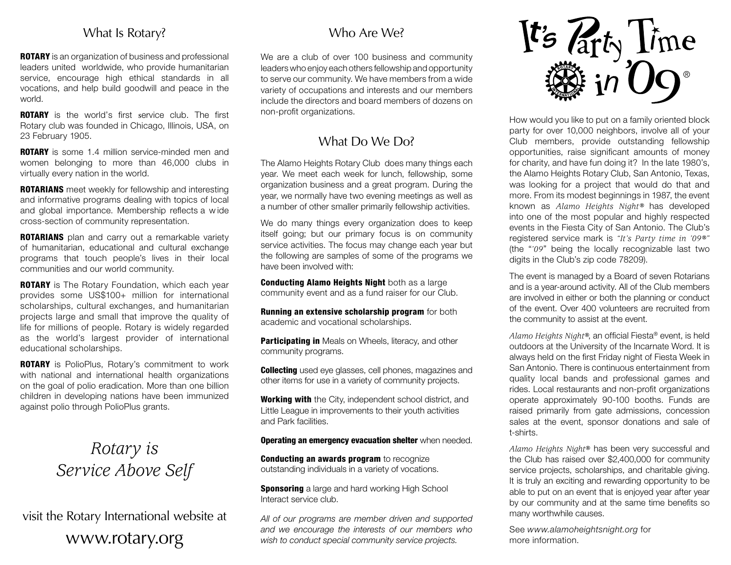## What Is Rotary?

**ROTARY** is an organization of business and professional leaders united worldwide, who provide humanitarian service, encourage high ethical standards in all vocations, and help build goodwill and peace in the world.

**ROTARY** is the world's first service club. The first Rotary club was founded in Chicago, Illinois, USA, on 23 February 1905.

**ROTARY** is some 1.4 million service-minded men and women belonging to more than 46,000 clubs in virtually every nation in the world.

**ROTARIANS** meet weekly for fellowship and interesting and informative programs dealing with topics of local and global importance. Membership reflects a wide cross-section of community representation.

**ROTARIANS** plan and carry out a remarkable variety of humanitarian, educational and cultural exchange programs that touch people's lives in their local communities and our world community.

**ROTARY** is The Rotary Foundation, which each year provides some US$100+ million for international scholarships, cultural exchanges, and humanitarian projects large and small that improve the quality of life for millions of people. Rotary is widely regarded as the world's largest provider of international educational scholarships.

**ROTARY** is PolioPlus, Rotary's commitment to work with national and international health organizations on the goal of polio eradication. More than one billion children in developing nations have been immunized against polio through PolioPlus grants.

*Rotary is Service Above Self*

visit the Rotary International website at

www.rotary.org

## Who Are We?

We are a club of over 100 business and community leaders who enjoy each others fellowship and opportunity to serve our community. We have members from a wide variety of occupations and interests and our members include the directors and board members of dozens on non-profit organizations.

## What Do We Do?

The Alamo Heights Rotary Club does many things each year. We meet each week for lunch, fellowship, some organization business and a great program. During the year, we normally have two evening meetings as well as a number of other smaller primarily fellowship activities.

We do many things every organization does to keep itself going; but our primary focus is on community service activities. The focus may change each year but the following are samples of some of the programs we have been involved with:

**Conducting Alamo Heights Night** both as a large community event and as a fund raiser for our Club.

**Running an extensive scholarship program** for both academic and vocational scholarships.

**Participating in** Meals on Wheels, literacy, and other community programs.

**Collecting** used eye glasses, cell phones, magazines and other items for use in a variety of community projects.

**Working with** the City, independent school district, and Little League in improvements to their youth activities and Park facilities.

**Operating an emergency evacuation shelter** when needed.

**Conducting an awards program** to recognize outstanding individuals in a variety of vocations.

**Sponsoring** a large and hard working High School Interact service club.

*All of our programs are member driven and supported and we encourage the interests of our members who wish to conduct special community service projects.*

# It's Party Time in '09®

How would you like to put on a family oriented block party for over 10,000 neighbors, involve all of your Club members, provide outstanding fellowship opportunities, raise significant amounts of money for charity, and have fun doing it? In the late 1980's, the Alamo Heights Rotary Club, San Antonio, Texas, was looking for a project that would do that and more. From its modest beginnings in 1987, the event known as *Alamo Heights Night®* has developed into one of the most popular and highly respected events in the Fiesta City of San Antonio. The Club's registered service mark is *"It's Party time in '09®"* (the "*'09*" being the locally recognizable last two digits in the Club's zip code 78209).

The event is managed by a Board of seven Rotarians and is a year-around activity. All of the Club members are involved in either or both the planning or conduct of the event. Over 400 volunteers are recruited from the community to assist at the event.

*Alamo Heights Night®*, an official Fiesta® event, is held outdoors at the University of the Incarnate Word. It is always held on the first Friday night of Fiesta Week in San Antonio. There is continuous entertainment from quality local bands and professional games and rides. Local restaurants and non-profit organizations operate approximately 90-100 booths. Funds are raised primarily from gate admissions, concession sales at the event, sponsor donations and sale of t-shirts.

*Alamo Heights Night®* has been very successful and the Club has raised over $2,400,000 for community service projects, scholarships, and charitable giving. It is truly an exciting and rewarding opportunity to be able to put on an event that is enjoyed year after year by our community and at the same time benefits so many worthwhile causes.

See *www.alamoheightsnight.org* for more information.